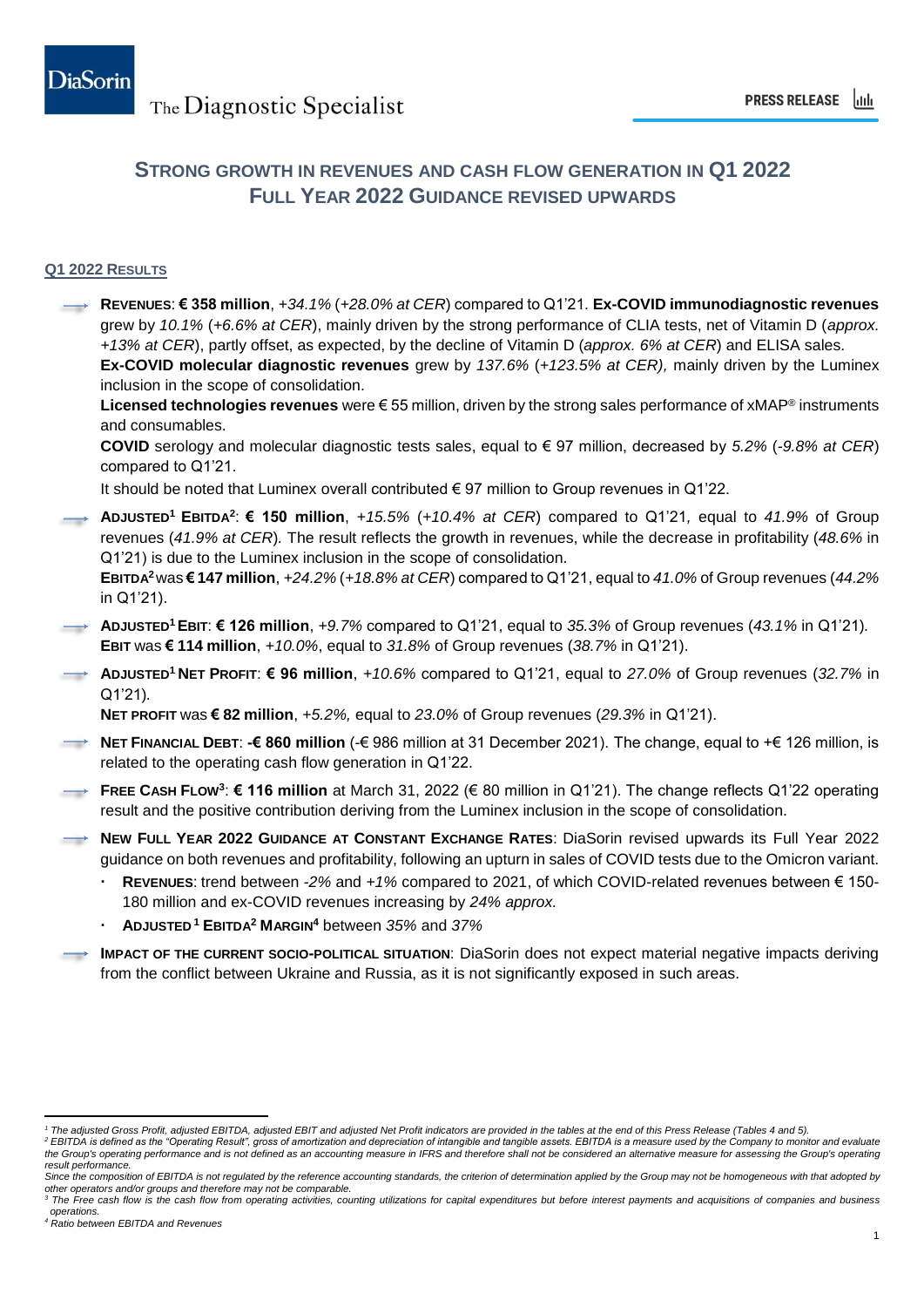# STRONG GROWTH IN REVENUES AND CASH FLOW GENERATION IN Q1 2022
## FULL YEAR 2022 GUIDANCE REVISED UPWARDS

### Q1 2022 RESULTS

- **REVENUES**: **€ 358 million**, *+34.1%* (*+28.0% at CER*) compared to Q1'21. **Ex-COVID immunodiagnostic revenues** grew by *10.1%* (*+6.6% at CER*), mainly driven by the strong performance of CLIA tests, net of Vitamin D (*approx. +13% at CER*), partly offset, as expected, by the decline of Vitamin D (*approx. 6% at CER*) and ELISA sales.
  **Ex-COVID molecular diagnostic revenues** grew by *137.6%* (*+123.5% at CER),* mainly driven by the Luminex inclusion in the scope of consolidation.
  **Licensed technologies revenues** were € 55 million, driven by the strong sales performance of xMAP® instruments and consumables.
  **COVID** serology and molecular diagnostic tests sales, equal to € 97 million, decreased by *5.2%* (*-9.8% at CER*) compared to Q1'21.
  It should be noted that Luminex overall contributed € 97 million to Group revenues in Q1'22.
- **ADJUSTED[1] EBITDA[2]**: **€ 150 million**, *+15.5%* (*+10.4% at CER*) compared to Q1'21*,* equal to *41.9%* of Group revenues (*41.9% at CER*)*.* The result reflects the growth in revenues, while the decrease in profitability (*48.6%* in Q1'21) is due to the Luminex inclusion in the scope of consolidation.
  **EBITDA[2]** was **€ 147 million**, *+24.2%* (*+18.8% at CER*) compared to Q1'21, equal to *41.0%* of Group revenues (*44.2%* in Q1'21).
- **ADJUSTED[1] EBIT**: **€ 126 million**, *+9.7%* compared to Q1'21, equal to *35.3%* of Group revenues (*43.1%* in Q1'21). **EBIT** was **€ 114 million**, *+10.0%*, equal to *31.8%* of Group revenues (*38.7%* in Q1'21).
- **ADJUSTED[1] NET PROFIT**: **€ 96 million**, *+10.6%* compared to Q1'21, equal to *27.0%* of Group revenues (*32.7%* in Q1'21)*.*
  **NET PROFIT** was **€ 82 million**, *+5.2%,* equal to *23.0%* of Group revenues (*29.3%* in Q1'21).
- **NET FINANCIAL DEBT**: **-€ 860 million** (-€ 986 million at 31 December 2021). The change, equal to +€ 126 million, is related to the operating cash flow generation in Q1'22.
- **FREE CASH FLOW[3]**: **€ 116 million** at March 31, 2022 (€ 80 million in Q1'21). The change reflects Q1'22 operating result and the positive contribution deriving from the Luminex inclusion in the scope of consolidation.
- **NEW FULL YEAR 2022 GUIDANCE AT CONSTANT EXCHANGE RATES**: DiaSorin revised upwards its Full Year 2022 guidance on both revenues and profitability, following an upturn in sales of COVID tests due to the Omicron variant.
  - **REVENUES**: trend between *-2%* and *+1%* compared to 2021, of which COVID-related revenues between € 150-180 million and ex-COVID revenues increasing by *24% approx.*
  - **ADJUSTED[1] EBITDA[2] MARGIN[4]** between *35%* and *37%*
- **IMPACT OF THE CURRENT SOCIO-POLITICAL SITUATION**: DiaSorin does not expect material negative impacts deriving from the conflict between Ukraine and Russia, as it is not significantly exposed in such areas.

---

[1] *The adjusted Gross Profit, adjusted EBITDA, adjusted EBIT and adjusted Net Profit indicators are provided in the tables at the end of this Press Release (Tables 4 and 5).*

[2] *EBITDA is defined as the "Operating Result", gross of amortization and depreciation of intangible and tangible assets. EBITDA is a measure used by the Company to monitor and evaluate the Group's operating performance and is not defined as an accounting measure in IFRS and therefore shall not be considered an alternative measure for assessing the Group's operating result performance.*
*Since the composition of EBITDA is not regulated by the reference accounting standards, the criterion of determination applied by the Group may not be homogeneous with that adopted by other operators and/or groups and therefore may not be comparable.*

[3] *The Free cash flow is the cash flow from operating activities, counting utilizations for capital expenditures but before interest payments and acquisitions of companies and business operations.*

[4] *Ratio between EBITDA and Revenues*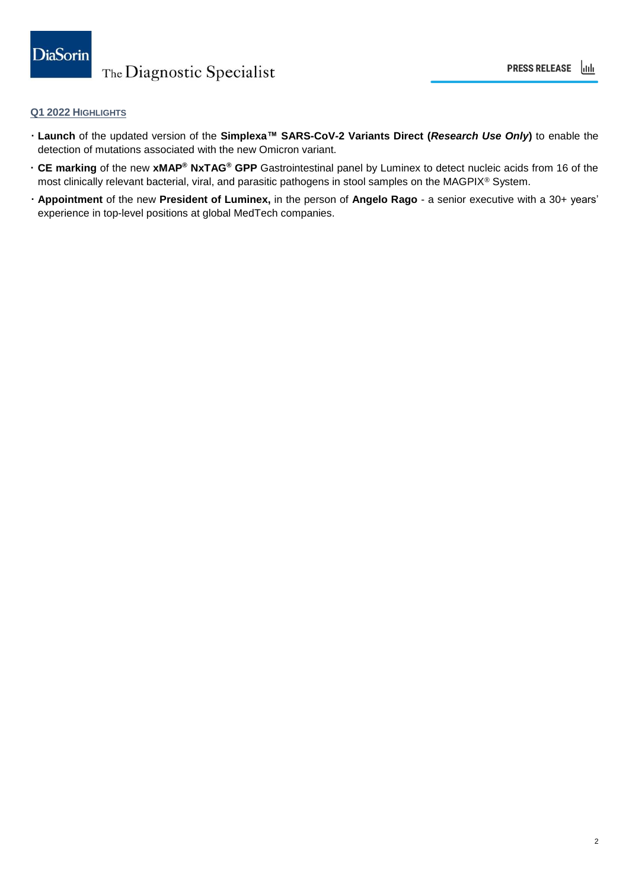## Q1 2022 HIGHLIGHTS

- **Launch** of the updated version of the **Simplexa™ SARS-CoV-2 Variants Direct (*Research Use Only*)** to enable the detection of mutations associated with the new Omicron variant.
- **CE marking** of the new **xMAP® NxTAG® GPP** Gastrointestinal panel by Luminex to detect nucleic acids from 16 of the most clinically relevant bacterial, viral, and parasitic pathogens in stool samples on the MAGPIX® System.
- **Appointment** of the new **President of Luminex,** in the person of **Angelo Rago** - a senior executive with a 30+ years' experience in top-level positions at global MedTech companies.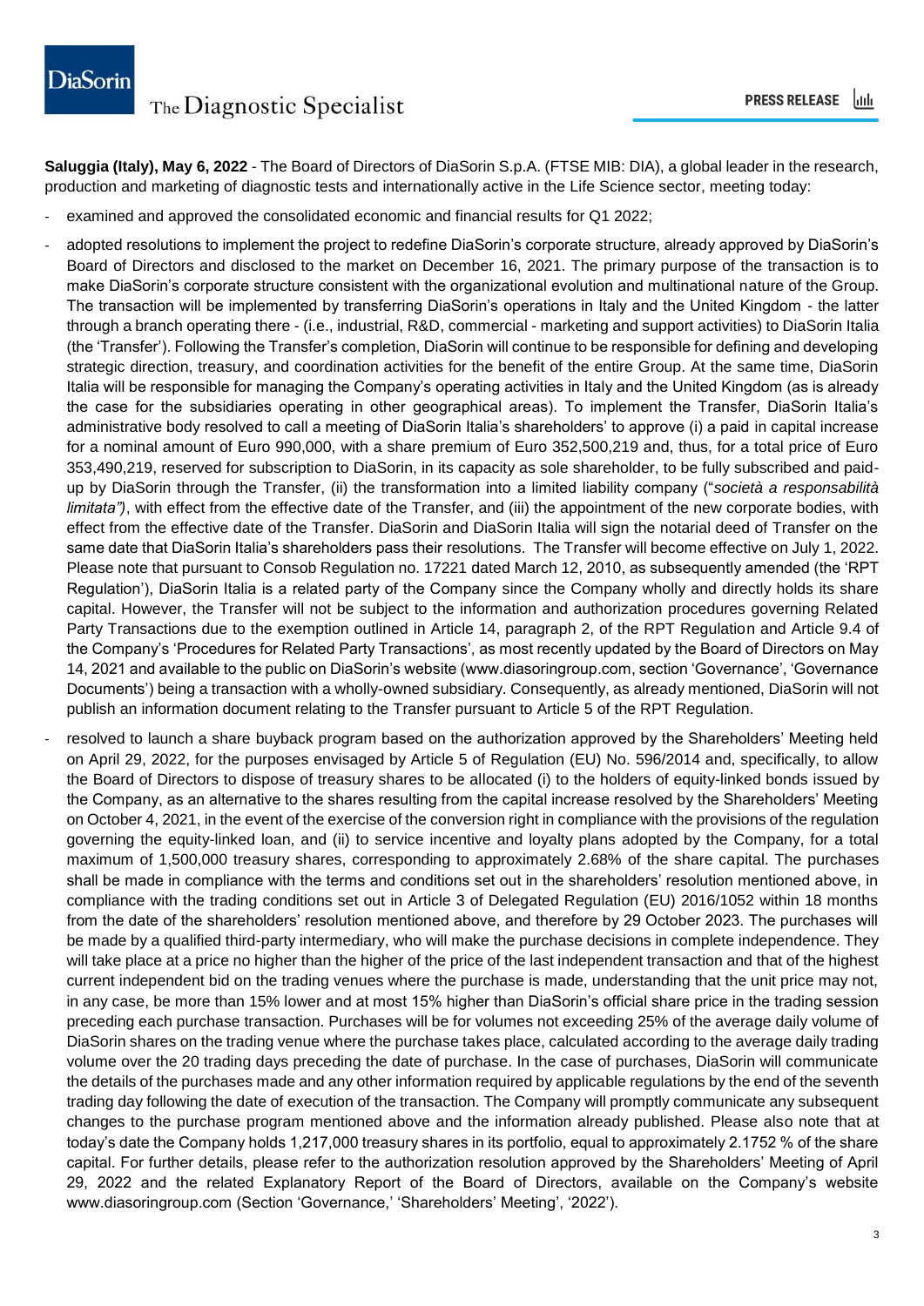**Saluggia (Italy), May 6, 2022** - The Board of Directors of DiaSorin S.p.A. (FTSE MIB: DIA), a global leader in the research, production and marketing of diagnostic tests and internationally active in the Life Science sector, meeting today:

- examined and approved the consolidated economic and financial results for Q1 2022;
- adopted resolutions to implement the project to redefine DiaSorin's corporate structure, already approved by DiaSorin's Board of Directors and disclosed to the market on December 16, 2021. The primary purpose of the transaction is to make DiaSorin's corporate structure consistent with the organizational evolution and multinational nature of the Group. The transaction will be implemented by transferring DiaSorin's operations in Italy and the United Kingdom - the latter through a branch operating there - (i.e., industrial, R&D, commercial - marketing and support activities) to DiaSorin Italia (the 'Transfer'). Following the Transfer's completion, DiaSorin will continue to be responsible for defining and developing strategic direction, treasury, and coordination activities for the benefit of the entire Group. At the same time, DiaSorin Italia will be responsible for managing the Company's operating activities in Italy and the United Kingdom (as is already the case for the subsidiaries operating in other geographical areas). To implement the Transfer, DiaSorin Italia's administrative body resolved to call a meeting of DiaSorin Italia's shareholders' to approve (i) a paid in capital increase for a nominal amount of Euro 990,000, with a share premium of Euro 352,500,219 and, thus, for a total price of Euro 353,490,219, reserved for subscription to DiaSorin, in its capacity as sole shareholder, to be fully subscribed and paid-up by DiaSorin through the Transfer, (ii) the transformation into a limited liability company ("*società a responsabilità limitata")*, with effect from the effective date of the Transfer, and (iii) the appointment of the new corporate bodies, with effect from the effective date of the Transfer. DiaSorin and DiaSorin Italia will sign the notarial deed of Transfer on the same date that DiaSorin Italia's shareholders pass their resolutions. The Transfer will become effective on July 1, 2022. Please note that pursuant to Consob Regulation no. 17221 dated March 12, 2010, as subsequently amended (the 'RPT Regulation'), DiaSorin Italia is a related party of the Company since the Company wholly and directly holds its share capital. However, the Transfer will not be subject to the information and authorization procedures governing Related Party Transactions due to the exemption outlined in Article 14, paragraph 2, of the RPT Regulation and Article 9.4 of the Company's 'Procedures for Related Party Transactions', as most recently updated by the Board of Directors on May 14, 2021 and available to the public on DiaSorin's website (www.diasoringroup.com, section 'Governance', 'Governance Documents') being a transaction with a wholly-owned subsidiary. Consequently, as already mentioned, DiaSorin will not publish an information document relating to the Transfer pursuant to Article 5 of the RPT Regulation.
- resolved to launch a share buyback program based on the authorization approved by the Shareholders' Meeting held on April 29, 2022, for the purposes envisaged by Article 5 of Regulation (EU) No. 596/2014 and, specifically, to allow the Board of Directors to dispose of treasury shares to be allocated (i) to the holders of equity-linked bonds issued by the Company, as an alternative to the shares resulting from the capital increase resolved by the Shareholders' Meeting on October 4, 2021, in the event of the exercise of the conversion right in compliance with the provisions of the regulation governing the equity-linked loan, and (ii) to service incentive and loyalty plans adopted by the Company, for a total maximum of 1,500,000 treasury shares, corresponding to approximately 2.68% of the share capital. The purchases shall be made in compliance with the terms and conditions set out in the shareholders' resolution mentioned above, in compliance with the trading conditions set out in Article 3 of Delegated Regulation (EU) 2016/1052 within 18 months from the date of the shareholders' resolution mentioned above, and therefore by 29 October 2023. The purchases will be made by a qualified third-party intermediary, who will make the purchase decisions in complete independence. They will take place at a price no higher than the higher of the price of the last independent transaction and that of the highest current independent bid on the trading venues where the purchase is made, understanding that the unit price may not, in any case, be more than 15% lower and at most 15% higher than DiaSorin's official share price in the trading session preceding each purchase transaction. Purchases will be for volumes not exceeding 25% of the average daily volume of DiaSorin shares on the trading venue where the purchase takes place, calculated according to the average daily trading volume over the 20 trading days preceding the date of purchase. In the case of purchases, DiaSorin will communicate the details of the purchases made and any other information required by applicable regulations by the end of the seventh trading day following the date of execution of the transaction. The Company will promptly communicate any subsequent changes to the purchase program mentioned above and the information already published. Please also note that at today's date the Company holds 1,217,000 treasury shares in its portfolio, equal to approximately 2.1752 % of the share capital. For further details, please refer to the authorization resolution approved by the Shareholders' Meeting of April 29, 2022 and the related Explanatory Report of the Board of Directors, available on the Company's website www.diasoringroup.com (Section 'Governance,' 'Shareholders' Meeting', '2022').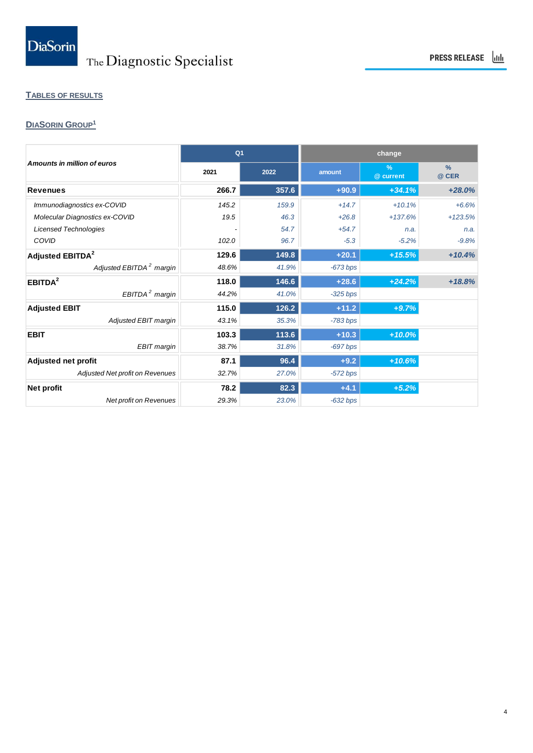## TABLES OF RESULTS

### DIASORIN GROUP[1]

| Amounts in million of euros | Q1 | | change | | |
|---|---|---|---|---|---|
| | 2021 | 2022 | amount | % @ current | % @ CER |
| **Revenues** | **266.7** | **357.6** | **+90.9** | ***+34.1%*** | ***+28.0%*** |
| *Immunodiagnostics ex-COVID* | *145.2* | *159.9* | *+14.7* | *+10.1%* | *+6.6%* |
| *Molecular Diagnostics ex-COVID* | *19.5* | *46.3* | *+26.8* | *+137.6%* | *+123.5%* |
| *Licensed Technologies* | *-* | *54.7* | *+54.7* | *n.a.* | *n.a.* |
| *COVID* | *102.0* | *96.7* | *-5.3* | *-5.2%* | *-9.8%* |
| **Adjusted EBITDA[2]** | **129.6** | **149.8** | **+20.1** | ***+15.5%*** | ***+10.4%*** |
| *Adjusted EBITDA [2] margin* | *48.6%* | *41.9%* | *-673 bps* | | |
| **EBITDA[2]** | **118.0** | **146.6** | **+28.6** | ***+24.2%*** | ***+18.8%*** |
| *EBITDA [2] margin* | *44.2%* | *41.0%* | *-325 bps* | | |
| **Adjusted EBIT** | **115.0** | **126.2** | **+11.2** | ***+9.7%*** | |
| *Adjusted EBIT margin* | *43.1%* | *35.3%* | *-783 bps* | | |
| **EBIT** | **103.3** | **113.6** | **+10.3** | ***+10.0%*** | |
| *EBIT margin* | *38.7%* | *31.8%* | *-697 bps* | | |
| **Adjusted net profit** | **87.1** | **96.4** | **+9.2** | ***+10.6%*** | |
| *Adjusted Net profit on Revenues* | *32.7%* | *27.0%* | *-572 bps* | | |
| **Net profit** | **78.2** | **82.3** | **+4.1** | ***+5.2%*** | |
| *Net profit on Revenues* | *29.3%* | *23.0%* | *-632 bps* | | |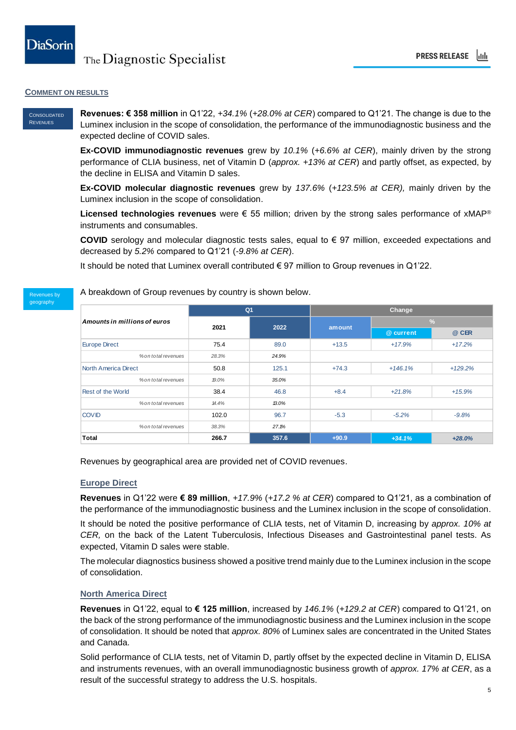## COMMENT ON RESULTS

CONSOLIDATED REVENUES

**Revenues: € 358 million** in Q1'22, *+34.1%* (*+28.0% at CER*) compared to Q1'21. The change is due to the Luminex inclusion in the scope of consolidation, the performance of the immunodiagnostic business and the expected decline of COVID sales.

**Ex-COVID immunodiagnostic revenues** grew by *10.1%* (*+6.6% at CER*), mainly driven by the strong performance of CLIA business, net of Vitamin D (*approx. +13% at CER*) and partly offset, as expected, by the decline in ELISA and Vitamin D sales.

**Ex-COVID molecular diagnostic revenues** grew by *137.6%* (*+123.5% at CER),* mainly driven by the Luminex inclusion in the scope of consolidation.

**Licensed technologies revenues** were € 55 million; driven by the strong sales performance of xMAP® instruments and consumables.

**COVID** serology and molecular diagnostic tests sales, equal to € 97 million, exceeded expectations and decreased by *5.2%* compared to Q1'21 (*-9.8% at CER*).

It should be noted that Luminex overall contributed € 97 million to Group revenues in Q1'22.

Revenues by geography

A breakdown of Group revenues by country is shown below.

| *Amounts in millions of euros* | Q1 | | Change | | |
|---|---|---|---|---|---|
| | | | | % | |
| | 2021 | 2022 | amount | @ current | @ CER |
| Europe Direct | 75.4 | 89.0 | +13.5 | *+17.9%* | *+17.2%* |
| *% on total revenues* | *28.3%* | *24.9%* | | | |
| North America Direct | 50.8 | 125.1 | +74.3 | *+146.1%* | *+129.2%* |
| *% on total revenues* | *19.0%* | *35.0%* | | | |
| Rest of the World | 38.4 | 46.8 | +8.4 | *+21.8%* | *+15.9%* |
| *% on total revenues* | *14.4%* | *13.0%* | | | |
| COVID | 102.0 | 96.7 | -5.3 | *-5.2%* | *-9.8%* |
| *% on total revenues* | *38.3%* | *27.1%* | | | |
| **Total** | **266.7** | **357.6** | **+90.9** | ***+34.1%*** | ***+28.0%*** |

Revenues by geographical area are provided net of COVID revenues.

### Europe Direct

**Revenues** in Q1'22 were **€ 89 million**, *+17.9%* (*+17.2 % at CER*) compared to Q1'21, as a combination of the performance of the immunodiagnostic business and the Luminex inclusion in the scope of consolidation.

It should be noted the positive performance of CLIA tests, net of Vitamin D, increasing by *approx. 10% at CER,* on the back of the Latent Tuberculosis, Infectious Diseases and Gastrointestinal panel tests. As expected, Vitamin D sales were stable.

The molecular diagnostics business showed a positive trend mainly due to the Luminex inclusion in the scope of consolidation.

### North America Direct

**Revenues** in Q1'22, equal to **€ 125 million**, increased by *146.1%* (*+129.2 at CER*) compared to Q1'21, on the back of the strong performance of the immunodiagnostic business and the Luminex inclusion in the scope of consolidation. It should be noted that *approx. 80%* of Luminex sales are concentrated in the United States and Canada.

Solid performance of CLIA tests, net of Vitamin D, partly offset by the expected decline in Vitamin D, ELISA and instruments revenues, with an overall immunodiagnostic business growth of *approx. 17% at CER*, as a result of the successful strategy to address the U.S. hospitals.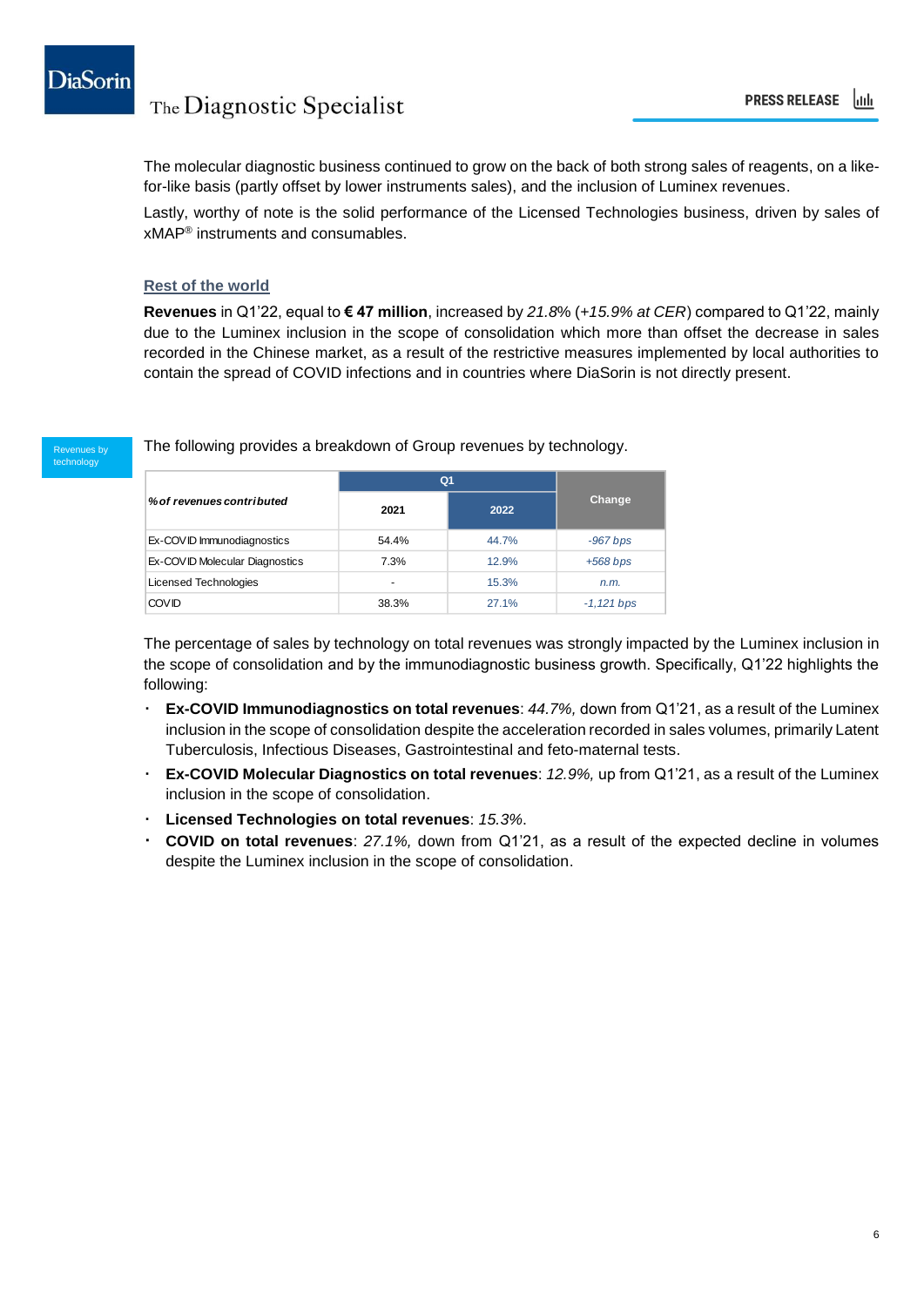The molecular diagnostic business continued to grow on the back of both strong sales of reagents, on a like-for-like basis (partly offset by lower instruments sales), and the inclusion of Luminex revenues.

Lastly, worthy of note is the solid performance of the Licensed Technologies business, driven by sales of xMAP® instruments and consumables.

### Rest of the world

**Revenues** in Q1'22, equal to **€ 47 million**, increased by *21.8*% (*+15.9% at CER*) compared to Q1'22, mainly due to the Luminex inclusion in the scope of consolidation which more than offset the decrease in sales recorded in the Chinese market, as a result of the restrictive measures implemented by local authorities to contain the spread of COVID infections and in countries where DiaSorin is not directly present.

Revenues by technology

The following provides a breakdown of Group revenues by technology.

| *% of revenues contributed* | Q1 | | Change |
|---|---|---|---|
| | 2021 | 2022 | |
| Ex-COVID Immunodiagnostics | 54.4% | 44.7% | *-967 bps* |
| Ex-COVID Molecular Diagnostics | 7.3% | 12.9% | *+568 bps* |
| Licensed Technologies | - | 15.3% | *n.m.* |
| COVID | 38.3% | 27.1% | *-1,121 bps* |

The percentage of sales by technology on total revenues was strongly impacted by the Luminex inclusion in the scope of consolidation and by the immunodiagnostic business growth. Specifically, Q1'22 highlights the following:

- **Ex-COVID Immunodiagnostics on total revenues**: *44.7%,* down from Q1'21, as a result of the Luminex inclusion in the scope of consolidation despite the acceleration recorded in sales volumes, primarily Latent Tuberculosis, Infectious Diseases, Gastrointestinal and feto-maternal tests.
- **Ex-COVID Molecular Diagnostics on total revenues**: *12.9%,* up from Q1'21, as a result of the Luminex inclusion in the scope of consolidation.
- **Licensed Technologies on total revenues**: *15.3%*.
- **COVID on total revenues**: *27.1%,* down from Q1'21, as a result of the expected decline in volumes despite the Luminex inclusion in the scope of consolidation.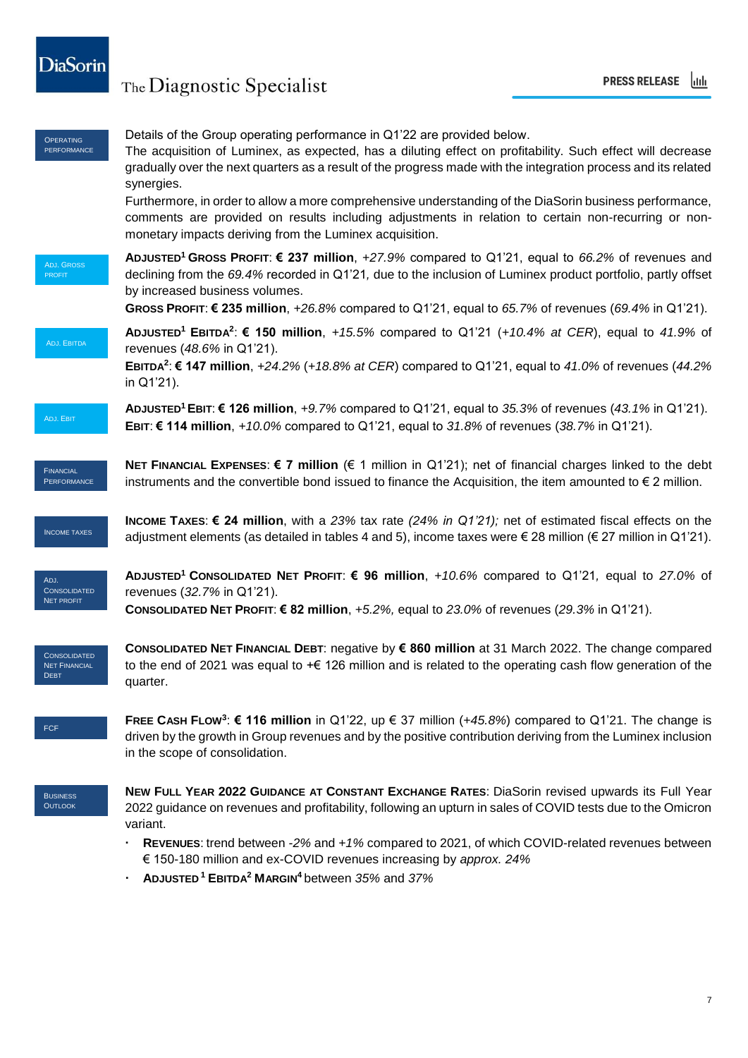**OPERATING PERFORMANCE**

Details of the Group operating performance in Q1'22 are provided below.
The acquisition of Luminex, as expected, has a diluting effect on profitability. Such effect will decrease gradually over the next quarters as a result of the progress made with the integration process and its related synergies.
Furthermore, in order to allow a more comprehensive understanding of the DiaSorin business performance, comments are provided on results including adjustments in relation to certain non-recurring or non-monetary impacts deriving from the Luminex acquisition.

**ADJ. GROSS PROFIT**

**ADJUSTED[1] GROSS PROFIT: € 237 million**, *+27.9%* compared to Q1'21, equal to *66.2%* of revenues and declining from the *69.4%* recorded in Q1'21*,* due to the inclusion of Luminex product portfolio, partly offset by increased business volumes.
**GROSS PROFIT: € 235 million**, *+26.8%* compared to Q1'21, equal to *65.7%* of revenues (*69.4%* in Q1'21).

**ADJ. EBITDA**

**ADJUSTED[1] EBITDA[2]: € 150 million**, *+15.5%* compared to Q1'21 (*+10.4% at CER*), equal to *41.9%* of revenues (*48.6%* in Q1'21).
**EBITDA[2]: € 147 million**, *+24.2%* (*+18.8% at CER*) compared to Q1'21, equal to *41.0%* of revenues (*44.2%* in Q1'21).

**ADJ. EBIT**

**ADJUSTED[1] EBIT: € 126 million**, *+9.7%* compared to Q1'21, equal to *35.3%* of revenues (*43.1%* in Q1'21).
**EBIT: € 114 million**, *+10.0%* compared to Q1'21, equal to *31.8%* of revenues (*38.7%* in Q1'21).

**FINANCIAL PERFORMANCE**

**NET FINANCIAL EXPENSES: € 7 million** (€ 1 million in Q1'21); net of financial charges linked to the debt instruments and the convertible bond issued to finance the Acquisition, the item amounted to € 2 million.

**INCOME TAXES**

**INCOME TAXES: € 24 million**, with a *23%* tax rate *(24% in Q1'21);* net of estimated fiscal effects on the adjustment elements (as detailed in tables 4 and 5), income taxes were € 28 million (€ 27 million in Q1'21).

**ADJ. CONSOLIDATED NET PROFIT**

**ADJUSTED[1] CONSOLIDATED NET PROFIT: € 96 million**, *+10.6%* compared to Q1'21*,* equal to *27.0%* of revenues (*32.7%* in Q1'21).
**CONSOLIDATED NET PROFIT: € 82 million**, *+5.2%,* equal to *23.0%* of revenues (*29.3%* in Q1'21).

**CONSOLIDATED NET FINANCIAL DEBT**

**CONSOLIDATED NET FINANCIAL DEBT**: negative by **€ 860 million** at 31 March 2022. The change compared to the end of 2021 was equal to +€ 126 million and is related to the operating cash flow generation of the quarter.

**FCF**

**FREE CASH FLOW[3]: € 116 million** in Q1'22, up € 37 million (*+45.8%*) compared to Q1'21. The change is driven by the growth in Group revenues and by the positive contribution deriving from the Luminex inclusion in the scope of consolidation.

**BUSINESS OUTLOOK**

**NEW FULL YEAR 2022 GUIDANCE AT CONSTANT EXCHANGE RATES**: DiaSorin revised upwards its Full Year 2022 guidance on revenues and profitability, following an upturn in sales of COVID tests due to the Omicron variant.

- **REVENUES**: trend between *-2%* and *+1%* compared to 2021, of which COVID-related revenues between € 150-180 million and ex-COVID revenues increasing by *approx. 24%*
- **ADJUSTED[1] EBITDA[2] MARGIN[4]** between *35%* and *37%*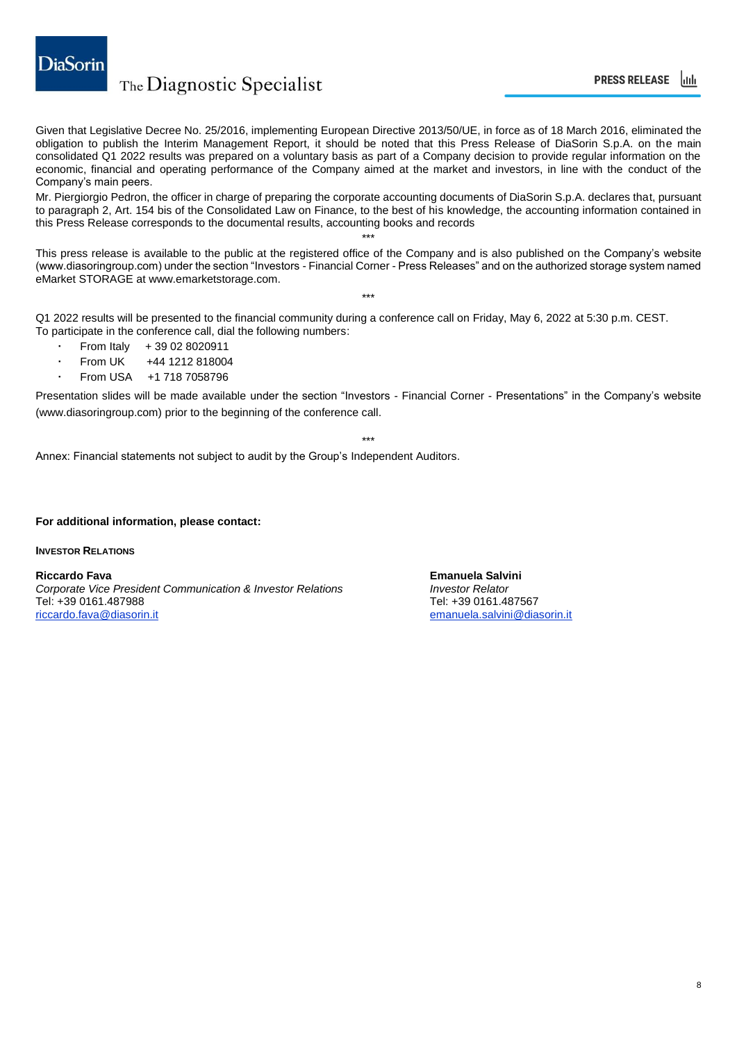Given that Legislative Decree No. 25/2016, implementing European Directive 2013/50/UE, in force as of 18 March 2016, eliminated the obligation to publish the Interim Management Report, it should be noted that this Press Release of DiaSorin S.p.A. on the main consolidated Q1 2022 results was prepared on a voluntary basis as part of a Company decision to provide regular information on the economic, financial and operating performance of the Company aimed at the market and investors, in line with the conduct of the Company's main peers.

Mr. Piergiorgio Pedron, the officer in charge of preparing the corporate accounting documents of DiaSorin S.p.A. declares that, pursuant to paragraph 2, Art. 154 bis of the Consolidated Law on Finance, to the best of his knowledge, the accounting information contained in this Press Release corresponds to the documental results, accounting books and records

***

This press release is available to the public at the registered office of the Company and is also published on the Company's website (www.diasoringroup.com) under the section "Investors - Financial Corner - Press Releases" and on the authorized storage system named eMarket STORAGE at www.emarketstorage.com.

***

Q1 2022 results will be presented to the financial community during a conference call on Friday, May 6, 2022 at 5:30 p.m. CEST.
To participate in the conference call, dial the following numbers:

- From Italy + 39 02 8020911
- From UK +44 1212 818004
- From USA +1 718 7058796

Presentation slides will be made available under the section "Investors - Financial Corner - Presentations" in the Company's website (www.diasoringroup.com) prior to the beginning of the conference call.

***

Annex: Financial statements not subject to audit by the Group's Independent Auditors.

**For additional information, please contact:**

**INVESTOR RELATIONS**

**Riccardo Fava**
*Corporate Vice President Communication & Investor Relations*
Tel: +39 0161.487988
riccardo.fava@diasorin.it

**Emanuela Salvini**
*Investor Relator*
Tel: +39 0161.487567
emanuela.salvini@diasorin.it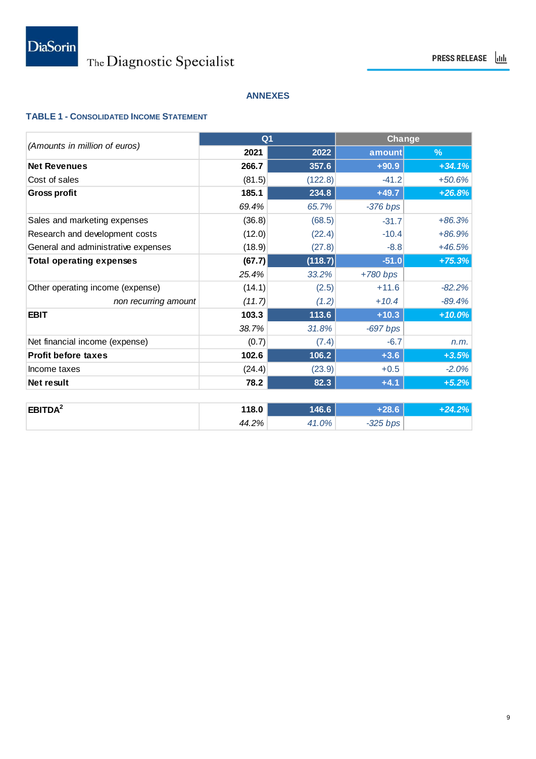## ANNEXES

### TABLE 1 - CONSOLIDATED INCOME STATEMENT

| *(Amounts in million of euros)* | Q1 | | Change | |
|---|---|---|---|---|
| | 2021 | 2022 | amount | % |
| **Net Revenues** | **266.7** | **357.6** | **+90.9** | ***+34.1%*** |
| Cost of sales | (81.5) | (122.8) | -41.2 | *+50.6%* |
| **Gross profit** | **185.1** | **234.8** | **+49.7** | ***+26.8%*** |
| | *69.4%* | *65.7%* | *-376 bps* | |
| Sales and marketing expenses | (36.8) | (68.5) | -31.7 | *+86.3%* |
| Research and development costs | (12.0) | (22.4) | -10.4 | *+86.9%* |
| General and administrative expenses | (18.9) | (27.8) | -8.8 | *+46.5%* |
| **Total operating expenses** | **(67.7)** | **(118.7)** | **-51.0** | ***+75.3%*** |
| | *25.4%* | *33.2%* | *+780 bps* | |
| Other operating income (expense) | (14.1) | (2.5) | +11.6 | *-82.2%* |
| *non recurring amount* | *(11.7)* | *(1.2)* | *+10.4* | *-89.4%* |
| **EBIT** | **103.3** | **113.6** | **+10.3** | ***+10.0%*** |
| | *38.7%* | *31.8%* | *-697 bps* | |
| Net financial income (expense) | (0.7) | (7.4) | -6.7 | *n.m.* |
| **Profit before taxes** | **102.6** | **106.2** | **+3.6** | ***+3.5%*** |
| Income taxes | (24.4) | (23.9) | +0.5 | *-2.0%* |
| **Net result** | **78.2** | **82.3** | **+4.1** | ***+5.2%*** |
| | | | | |
| **EBITDA**[2] | **118.0** | **146.6** | **+28.6** | ***+24.2%*** |
| | *44.2%* | *41.0%* | *-325 bps* | |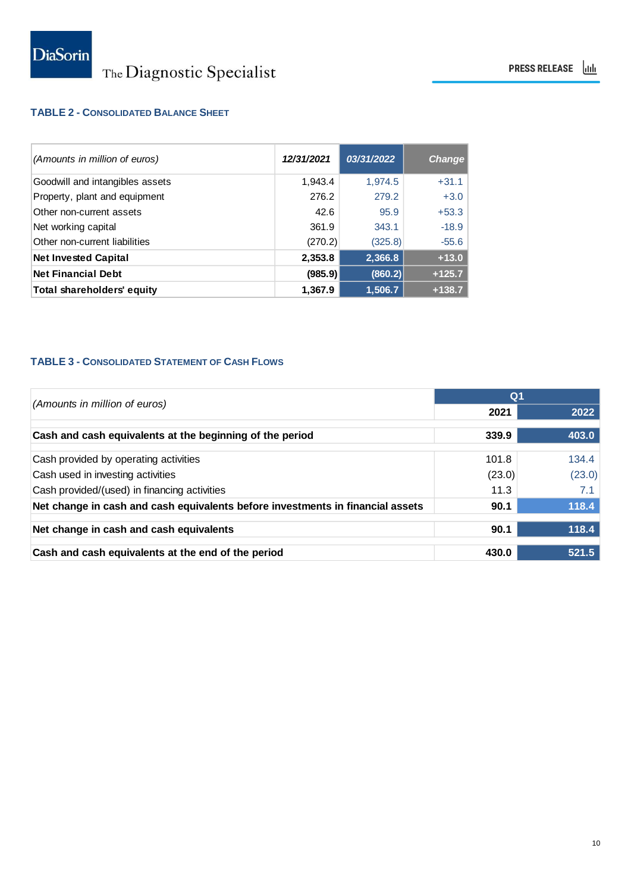### TABLE 2 - CONSOLIDATED BALANCE SHEET

| *(Amounts in million of euros)* | *12/31/2021* | *03/31/2022* | *Change* |
|---|---|---|---|
| Goodwill and intangibles assets | 1,943.4 | 1,974.5 | +31.1 |
| Property, plant and equipment | 276.2 | 279.2 | +3.0 |
| Other non-current assets | 42.6 | 95.9 | +53.3 |
| Net working capital | 361.9 | 343.1 | -18.9 |
| Other non-current liabilities | (270.2) | (325.8) | -55.6 |
| **Net Invested Capital** | **2,353.8** | **2,366.8** | **+13.0** |
| **Net Financial Debt** | **(985.9)** | **(860.2)** | **+125.7** |
| **Total shareholders' equity** | **1,367.9** | **1,506.7** | **+138.7** |

### TABLE 3 - CONSOLIDATED STATEMENT OF CASH FLOWS

| *(Amounts in million of euros)* | Q1 | |
|---|---|---|
| | **2021** | **2022** |
| **Cash and cash equivalents at the beginning of the period** | **339.9** | **403.0** |
| Cash provided by operating activities | 101.8 | 134.4 |
| Cash used in investing activities | (23.0) | (23.0) |
| Cash provided/(used) in financing activities | 11.3 | 7.1 |
| **Net change in cash and cash equivalents before investments in financial assets** | **90.1** | **118.4** |
| **Net change in cash and cash equivalents** | **90.1** | **118.4** |
| **Cash and cash equivalents at the end of the period** | **430.0** | **521.5** |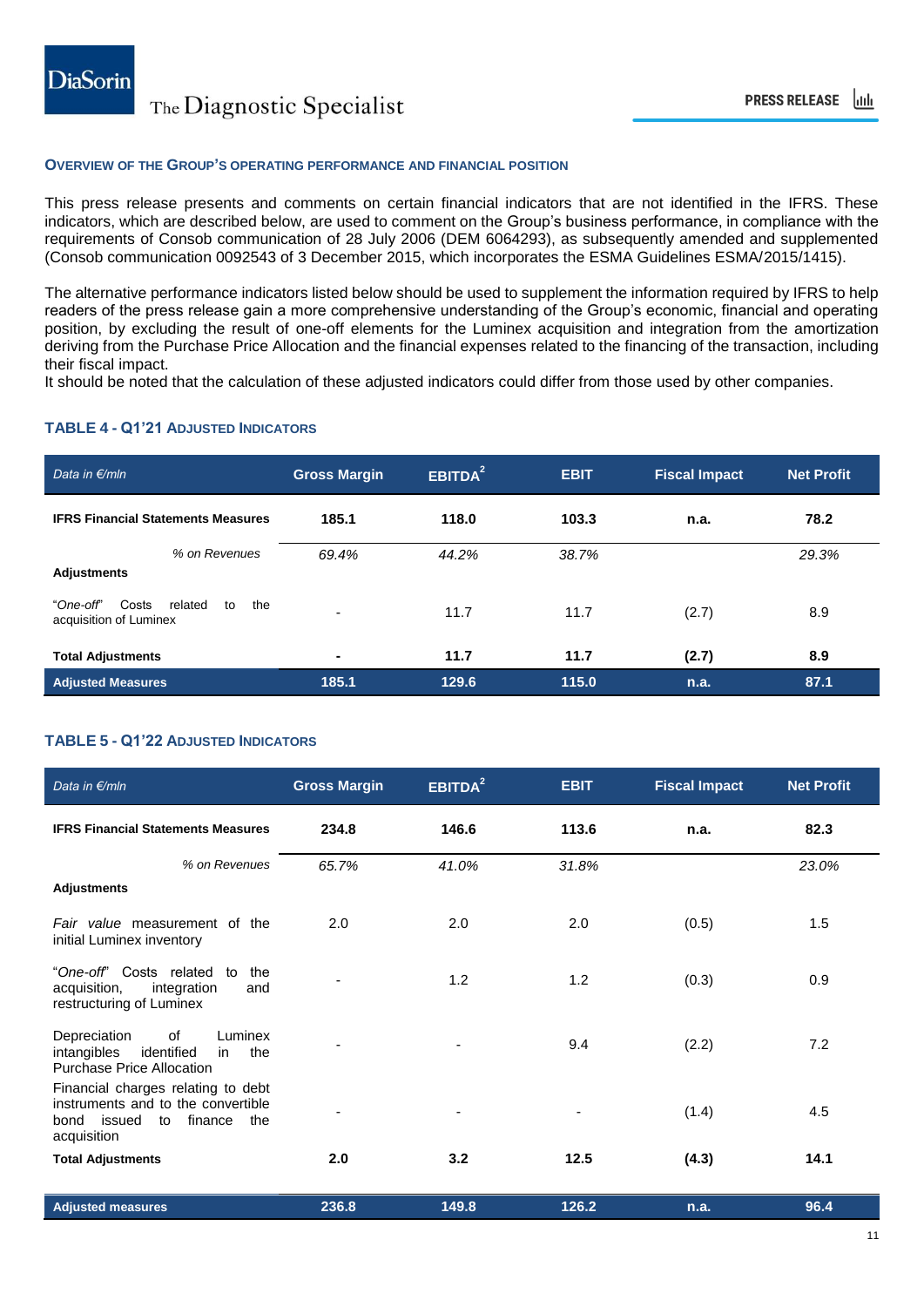### OVERVIEW OF THE GROUP'S OPERATING PERFORMANCE AND FINANCIAL POSITION

This press release presents and comments on certain financial indicators that are not identified in the IFRS. These indicators, which are described below, are used to comment on the Group's business performance, in compliance with the requirements of Consob communication of 28 July 2006 (DEM 6064293), as subsequently amended and supplemented (Consob communication 0092543 of 3 December 2015, which incorporates the ESMA Guidelines ESMA/2015/1415).

The alternative performance indicators listed below should be used to supplement the information required by IFRS to help readers of the press release gain a more comprehensive understanding of the Group's economic, financial and operating position, by excluding the result of one-off elements for the Luminex acquisition and integration from the amortization deriving from the Purchase Price Allocation and the financial expenses related to the financing of the transaction, including their fiscal impact.
It should be noted that the calculation of these adjusted indicators could differ from those used by other companies.

#### TABLE 4 - Q1'21 ADJUSTED INDICATORS

| *Data in €/mln* | Gross Margin | EBITDA[2] | EBIT | Fiscal Impact | Net Profit |
|---|---|---|---|---|---|
| **IFRS Financial Statements Measures** | **185.1** | **118.0** | **103.3** | **n.a.** | **78.2** |
| *% on Revenues* | *69.4%* | *44.2%* | *38.7%* | | *29.3%* |
| **Adjustments** | | | | | |
| "*One-off*" Costs related to the acquisition of Luminex | - | 11.7 | 11.7 | (2.7) | 8.9 |
| **Total Adjustments** | **-** | **11.7** | **11.7** | **(2.7)** | **8.9** |
| **Adjusted Measures** | **185.1** | **129.6** | **115.0** | **n.a.** | **87.1** |

#### TABLE 5 - Q1'22 ADJUSTED INDICATORS

| *Data in €/mln* | Gross Margin | EBITDA[2] | EBIT | Fiscal Impact | Net Profit |
|---|---|---|---|---|---|
| **IFRS Financial Statements Measures** | **234.8** | **146.6** | **113.6** | **n.a.** | **82.3** |
| *% on Revenues* | *65.7%* | *41.0%* | *31.8%* | | *23.0%* |
| **Adjustments** | | | | | |
| *Fair value* measurement of the initial Luminex inventory | 2.0 | 2.0 | 2.0 | (0.5) | 1.5 |
| "*One-off*" Costs related to the acquisition, integration and restructuring of Luminex | - | 1.2 | 1.2 | (0.3) | 0.9 |
| Depreciation of Luminex intangibles identified in the Purchase Price Allocation | - | - | 9.4 | (2.2) | 7.2 |
| Financial charges relating to debt instruments and to the convertible bond issued to finance the acquisition | - | - | - | (1.4) | 4.5 |
| **Total Adjustments** | **2.0** | **3.2** | **12.5** | **(4.3)** | **14.1** |
| **Adjusted measures** | **236.8** | **149.8** | **126.2** | **n.a.** | **96.4** |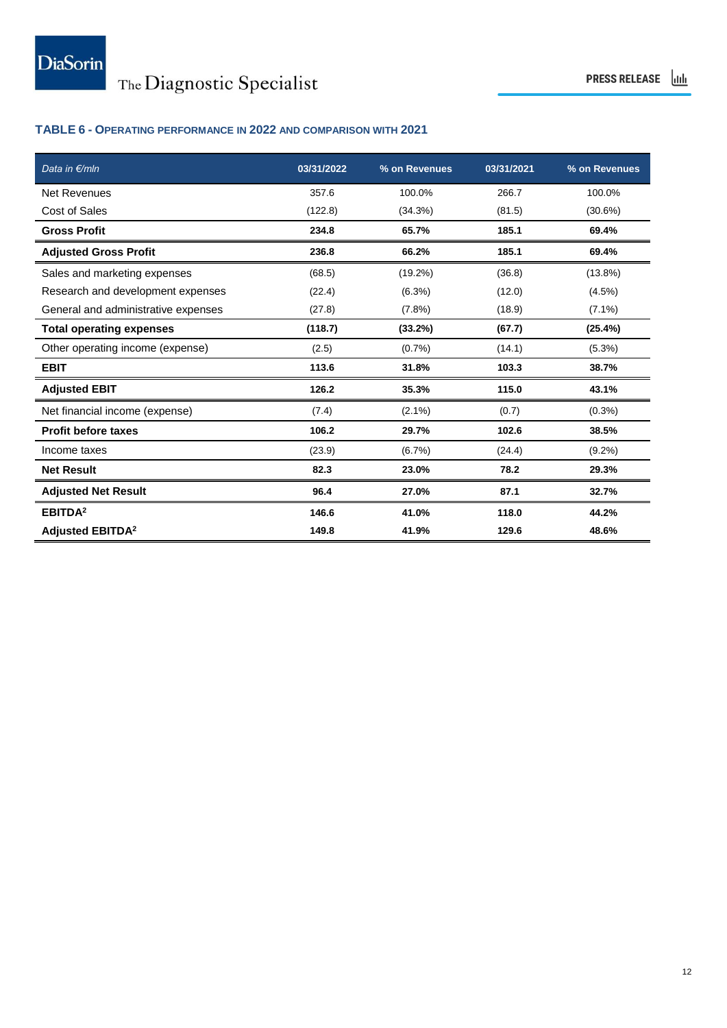### TABLE 6 - OPERATING PERFORMANCE IN 2022 AND COMPARISON WITH 2021

| *Data in €/mln* | 03/31/2022 | % on Revenues | 03/31/2021 | % on Revenues |
|---|---|---|---|---|
| Net Revenues | 357.6 | 100.0% | 266.7 | 100.0% |
| Cost of Sales | (122.8) | (34.3%) | (81.5) | (30.6%) |
| **Gross Profit** | **234.8** | **65.7%** | **185.1** | **69.4%** |
| **Adjusted Gross Profit** | **236.8** | **66.2%** | **185.1** | **69.4%** |
| Sales and marketing expenses | (68.5) | (19.2%) | (36.8) | (13.8%) |
| Research and development expenses | (22.4) | (6.3%) | (12.0) | (4.5%) |
| General and administrative expenses | (27.8) | (7.8%) | (18.9) | (7.1%) |
| **Total operating expenses** | **(118.7)** | **(33.2%)** | **(67.7)** | **(25.4%)** |
| Other operating income (expense) | (2.5) | (0.7%) | (14.1) | (5.3%) |
| **EBIT** | **113.6** | **31.8%** | **103.3** | **38.7%** |
| **Adjusted EBIT** | **126.2** | **35.3%** | **115.0** | **43.1%** |
| Net financial income (expense) | (7.4) | (2.1%) | (0.7) | (0.3%) |
| **Profit before taxes** | **106.2** | **29.7%** | **102.6** | **38.5%** |
| Income taxes | (23.9) | (6.7%) | (24.4) | (9.2%) |
| **Net Result** | **82.3** | **23.0%** | **78.2** | **29.3%** |
| **Adjusted Net Result** | **96.4** | **27.0%** | **87.1** | **32.7%** |
| **EBITDA[2]** | **146.6** | **41.0%** | **118.0** | **44.2%** |
| **Adjusted EBITDA[2]** | **149.8** | **41.9%** | **129.6** | **48.6%** |